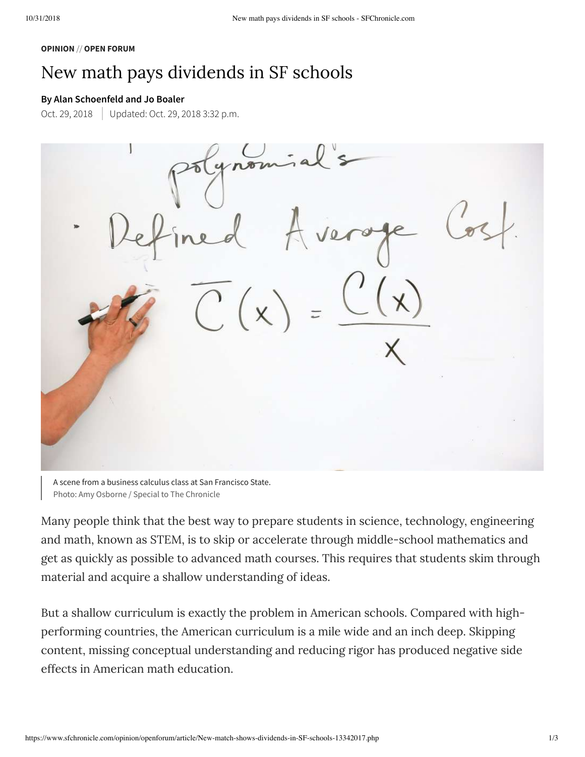**OPINION** // **OPEN FORUM**

# New math pays dividends in SF schools

**By Alan Schoenfeld and Jo Boaler**

Oct. 29, 2018 | Updated: Oct. 29, 2018 3:32 p.m.

A scene from a business calculus class at San Francisco State.
Photo: Amy Osborne / Special to The Chronicle

Many people think that the best way to prepare students in science, technology, engineering and math, known as STEM, is to skip or accelerate through middle-school mathematics and get as quickly as possible to advanced math courses. This requires that students skim through material and acquire a shallow understanding of ideas.

But a shallow curriculum is exactly the problem in American schools. Compared with high-performing countries, the American curriculum is a mile wide and an inch deep. Skipping content, missing conceptual understanding and reducing rigor has produced negative side effects in American math education.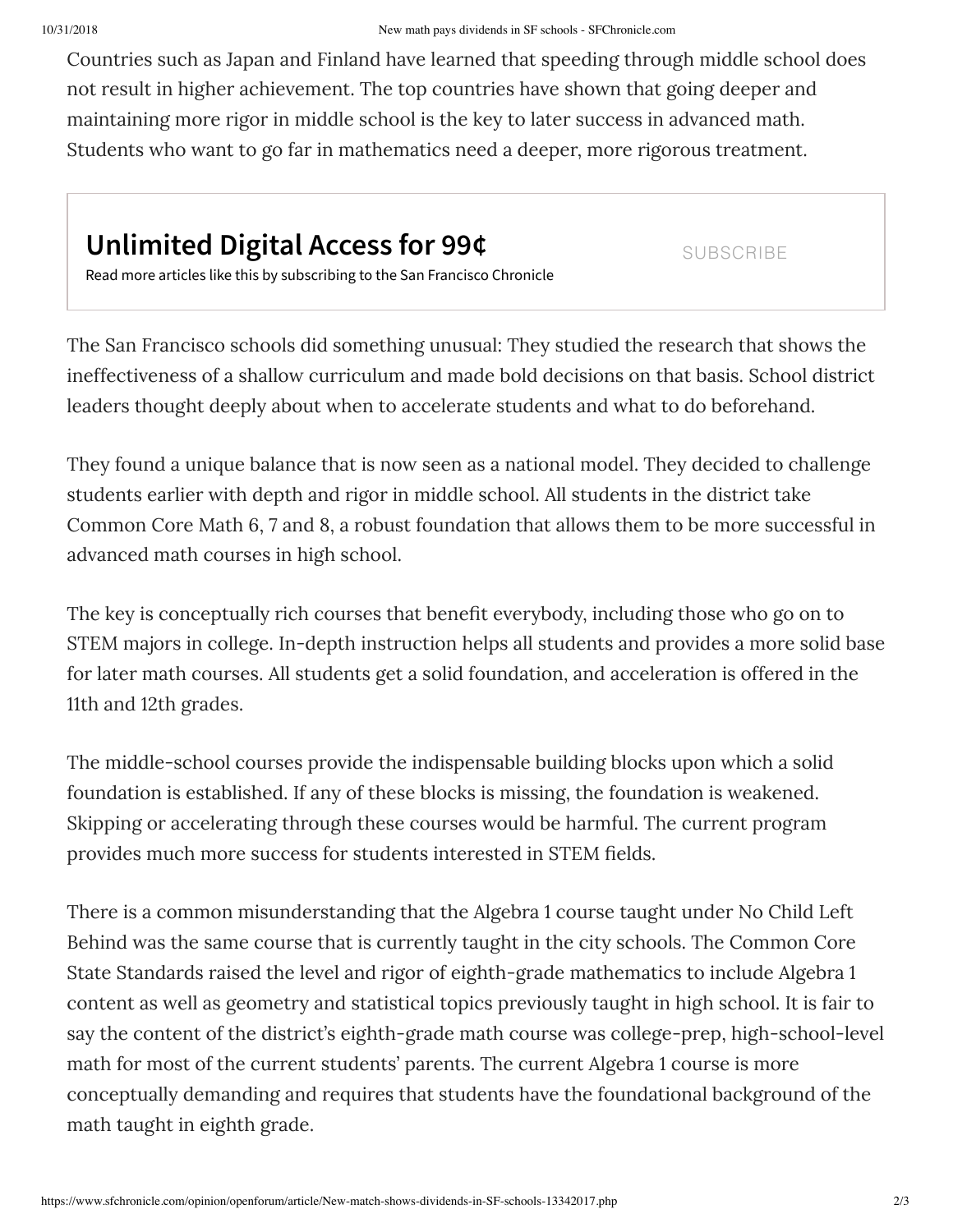Countries such as Japan and Finland have learned that speeding through middle school does not result in higher achievement. The top countries have shown that going deeper and maintaining more rigor in middle school is the key to later success in advanced math. Students who want to go far in mathematics need a deeper, more rigorous treatment.

**Unlimited Digital Access for 99¢**

Read more articles like this by subscribing to the San Francisco Chronicle

SUBSCRIBE

The San Francisco schools did something unusual: They studied the research that shows the ineffectiveness of a shallow curriculum and made bold decisions on that basis. School district leaders thought deeply about when to accelerate students and what to do beforehand.

They found a unique balance that is now seen as a national model. They decided to challenge students earlier with depth and rigor in middle school. All students in the district take Common Core Math 6, 7 and 8, a robust foundation that allows them to be more successful in advanced math courses in high school.

The key is conceptually rich courses that benefit everybody, including those who go on to STEM majors in college. In-depth instruction helps all students and provides a more solid base for later math courses. All students get a solid foundation, and acceleration is offered in the 11th and 12th grades.

The middle-school courses provide the indispensable building blocks upon which a solid foundation is established. If any of these blocks is missing, the foundation is weakened. Skipping or accelerating through these courses would be harmful. The current program provides much more success for students interested in STEM fields.

There is a common misunderstanding that the Algebra 1 course taught under No Child Left Behind was the same course that is currently taught in the city schools. The Common Core State Standards raised the level and rigor of eighth-grade mathematics to include Algebra 1 content as well as geometry and statistical topics previously taught in high school. It is fair to say the content of the district's eighth-grade math course was college-prep, high-school-level math for most of the current students' parents. The current Algebra 1 course is more conceptually demanding and requires that students have the foundational background of the math taught in eighth grade.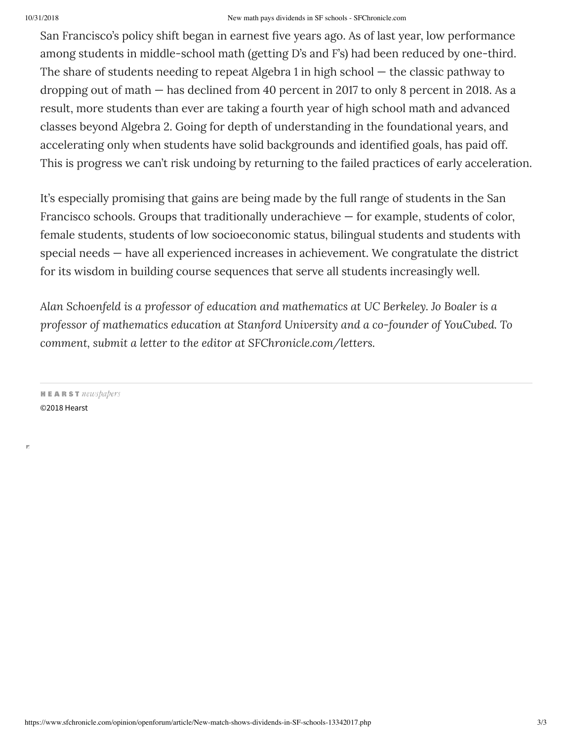San Francisco's policy shift began in earnest five years ago. As of last year, low performance among students in middle-school math (getting D's and F's) had been reduced by one-third. The share of students needing to repeat Algebra 1 in high school — the classic pathway to dropping out of math — has declined from 40 percent in 2017 to only 8 percent in 2018. As a result, more students than ever are taking a fourth year of high school math and advanced classes beyond Algebra 2. Going for depth of understanding in the foundational years, and accelerating only when students have solid backgrounds and identified goals, has paid off. This is progress we can't risk undoing by returning to the failed practices of early acceleration.

It's especially promising that gains are being made by the full range of students in the San Francisco schools. Groups that traditionally underachieve — for example, students of color, female students, students of low socioeconomic status, bilingual students and students with special needs — have all experienced increases in achievement. We congratulate the district for its wisdom in building course sequences that serve all students increasingly well.

*Alan Schoenfeld is a professor of education and mathematics at UC Berkeley. Jo Boaler is a professor of mathematics education at Stanford University and a co-founder of YouCubed. To comment, submit a letter to the editor at SFChronicle.com/letters.*

---

**HEARST** *newspapers*

©2018 Hearst